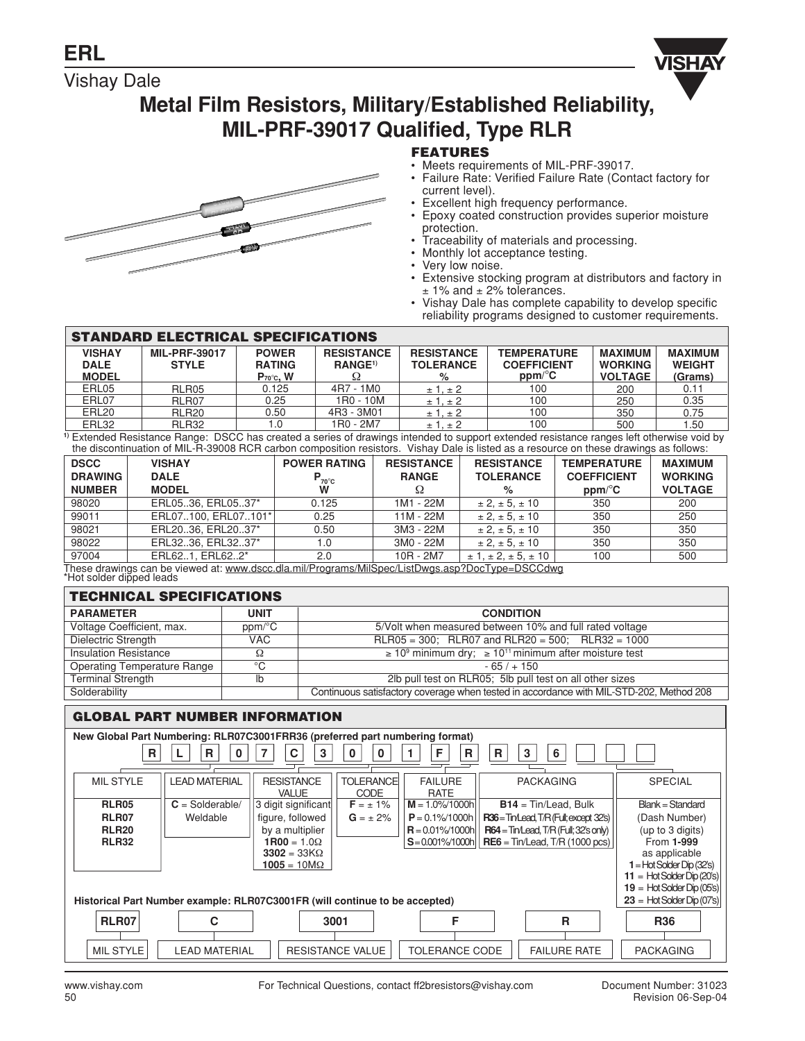# ERL

Vishay Dale

## Metal Film Resistors, Military/Established Reliability, MIL-PRF-39017 Qualified, Type RLR

### FEATURES

- Meets requirements of MIL-PRF-39017.
- Failure Rate: Verified Failure Rate (Contact factory for current level).
- Excellent high frequency performance.
- Epoxy coated construction provides superior moisture protection.
- Traceability of materials and processing.
- Monthly lot acceptance testing.
- Very low noise.
- Extensive stocking program at distributors and factory in ± 1% and ± 2% tolerances.
- Vishay Dale has complete capability to develop specific reliability programs designed to customer requirements.

### STANDARD ELECTRICAL SPECIFICATIONS

| VISHAY DALE MODEL | MIL-PRF-39017 STYLE | POWER RATING $P_{70°C}$, W | RESISTANCE RANGE[1] Ω | RESISTANCE TOLERANCE % | TEMPERATURE COEFFICIENT ppm/°C | MAXIMUM WORKING VOLTAGE | MAXIMUM WEIGHT (Grams) |
|---|---|---|---|---|---|---|---|
| ERL05 | RLR05 | 0.125 | 4R7 - 1M0 | ± 1, ± 2 | 100 | 200 | 0.11 |
| ERL07 | RLR07 | 0.25 | 1R0 - 10M | ± 1, ± 2 | 100 | 250 | 0.35 |
| ERL20 | RLR20 | 0.50 | 4R3 - 3M01 | ± 1, ± 2 | 100 | 350 | 0.75 |
| ERL32 | RLR32 | 1.0 | 1R0 - 2M7 | ± 1, ± 2 | 100 | 500 | 1.50 |

[1] Extended Resistance Range: DSCC has created a series of drawings intended to support extended resistance ranges left otherwise void by the discontinuation of MIL-R-39008 RCR carbon composition resistors. Vishay Dale is listed as a resource on these drawings as follows:

| DSCC DRAWING NUMBER | VISHAY DALE MODEL | POWER RATING $P_{70°C}$ W | RESISTANCE RANGE Ω | RESISTANCE TOLERANCE % | TEMPERATURE COEFFICIENT ppm/°C | MAXIMUM WORKING VOLTAGE |
|---|---|---|---|---|---|---|
| 98020 | ERL05..36, ERL05..37* | 0.125 | 1M1 - 22M | ± 2, ± 5, ± 10 | 350 | 200 |
| 99011 | ERL07..100, ERL07..101* | 0.25 | 11M - 22M | ± 2, ± 5, ± 10 | 350 | 250 |
| 98021 | ERL20..36, ERL20..37* | 0.50 | 3M3 - 22M | ± 2, ± 5, ± 10 | 350 | 350 |
| 98022 | ERL32..36, ERL32..37* | 1.0 | 3M0 - 22M | ± 2, ± 5, ± 10 | 350 | 350 |
| 97004 | ERL62..1, ERL62..2* | 2.0 | 10R - 2M7 | ± 1, ± 2, ± 5, ± 10 | 100 | 500 |

These drawings can be viewed at: www.dscc.dla.mil/Programs/MilSpec/ListDwgs.asp?DocType=DSCCdwg

*Hot solder dipped leads

### TECHNICAL SPECIFICATIONS

| PARAMETER | UNIT | CONDITION |
|---|---|---|
| Voltage Coefficient, max. | ppm/°C | 5/Volt when measured between 10% and full rated voltage |
| Dielectric Strength | VAC | RLR05 = 300; RLR07 and RLR20 = 500; RLR32 = 1000 |
| Insulation Resistance | Ω | ≥ $10^9$ minimum dry; ≥ $10^{11}$ minimum after moisture test |
| Operating Temperature Range | °C | - 65 / + 150 |
| Terminal Strength | lb | 2lb pull test on RLR05; 5lb pull test on all other sizes |
| Solderability | | Continuous satisfactory coverage when tested in accordance with MIL-STD-202, Method 208 |

### GLOBAL PART NUMBER INFORMATION

**New Global Part Numbering: RLR07C3001FRR36 (preferred part numbering format)**

| R | L | R | 0 | 7 | C | 3 | 0 | 0 | 1 | F | R | R | 3 | 6 | | | |
|---|---|---|---|---|---|---|---|---|---|---|---|---|---|---|---|---|---|

| MIL STYLE | LEAD MATERIAL | RESISTANCE VALUE | TOLERANCE CODE | FAILURE RATE | PACKAGING | SPECIAL |
|---|---|---|---|---|---|---|
| **RLR05**<br>**RLR07**<br>**RLR20**<br>**RLR32** | **C** = Solderable/ Weldable | 3 digit significant figure, followed by a multiplier<br>**1R00** = 1.0Ω<br>**3302** = 33KΩ<br>**1005** = 10MΩ | **F** = ± 1%<br>**G** = ± 2% | **M** = 1.0%/1000h<br>**P** = 0.1%/1000h<br>**R** = 0.01%/1000h<br>**S** = 0.001%/1000h | **B14** = Tin/Lead, Bulk<br>**R36** = Tin/Lead, T/R (Full; except 32's)<br>**R64** = Tin/Lead, T/R (Full; 32's only)<br>**RE6** = Tin/Lead, T/R (1000 pcs) | Blank = Standard<br>(Dash Number)<br>(up to 3 digits)<br>From **1-999**<br>as applicable<br>**1** = Hot Solder Dip (32's)<br>**11** = Hot Solder Dip (20's)<br>**19** = Hot Solder Dip (05's)<br>**23** = Hot Solder Dip (07's) |

**Historical Part Number example: RLR07C3001FR (will continue to be accepted)**

| RLR07 | C | 3001 | F | R | R36 |
|---|---|---|---|---|---|
| MIL STYLE | LEAD MATERIAL | RESISTANCE VALUE | TOLERANCE CODE | FAILURE RATE | PACKAGING |

www.vishay.com

For Technical Questions, contact ff2bresistors@vishay.com

Document Number: 31023
Revision 06-Sep-04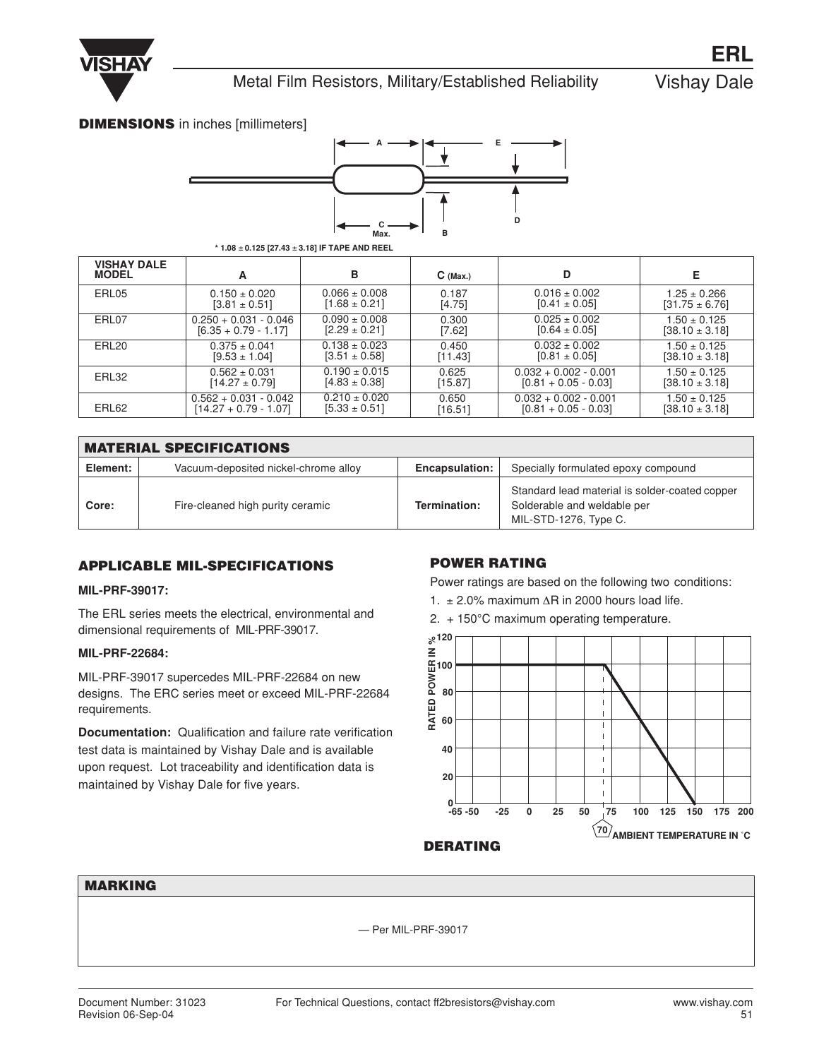## DIMENSIONS in inches [millimeters]

A
E
C Max.
B
D

* 1.08 ± 0.125 [27.43 ± 3.18] IF TAPE AND REEL

| VISHAY DALE MODEL | A | B | C (Max.) | D | E |
|---|---|---|---|---|---|
| ERL05 | 0.150 ± 0.020 [3.81 ± 0.51] | 0.066 ± 0.008 [1.68 ± 0.21] | 0.187 [4.75] | 0.016 ± 0.002 [0.41 ± 0.05] | 1.25 ± 0.266 [31.75 ± 6.76] |
| ERL07 | 0.250 + 0.031 - 0.046 [6.35 + 0.79 - 1.17] | 0.090 ± 0.008 [2.29 ± 0.21] | 0.300 [7.62] | 0.025 ± 0.002 [0.64 ± 0.05] | 1.50 ± 0.125 [38.10 ± 3.18] |
| ERL20 | 0.375 ± 0.041 [9.53 ± 1.04] | 0.138 ± 0.023 [3.51 ± 0.58] | 0.450 [11.43] | 0.032 ± 0.002 [0.81 ± 0.05] | 1.50 ± 0.125 [38.10 ± 3.18] |
| ERL32 | 0.562 ± 0.031 [14.27 ± 0.79] | 0.190 ± 0.015 [4.83 ± 0.38] | 0.625 [15.87] | 0.032 + 0.002 - 0.001 [0.81 + 0.05 - 0.03] | 1.50 ± 0.125 [38.10 ± 3.18] |
| ERL62 | 0.562 + 0.031 - 0.042 [14.27 + 0.79 - 1.07] | 0.210 ± 0.020 [5.33 ± 0.51] | 0.650 [16.51] | 0.032 + 0.002 - 0.001 [0.81 + 0.05 - 0.03] | 1.50 ± 0.125 [38.10 ± 3.18] |

## MATERIAL SPECIFICATIONS

| | | | |
|---|---|---|---|
| **Element:** | Vacuum-deposited nickel-chrome alloy | **Encapsulation:** | Specially formulated epoxy compound |
| **Core:** | Fire-cleaned high purity ceramic | **Termination:** | Standard lead material is solder-coated copper Solderable and weldable per MIL-STD-1276, Type C. |

## APPLICABLE MIL-SPECIFICATIONS

**MIL-PRF-39017:**

The ERL series meets the electrical, environmental and dimensional requirements of MIL-PRF-39017.

**MIL-PRF-22684:**

MIL-PRF-39017 supercedes MIL-PRF-22684 on new designs. The ERC series meet or exceed MIL-PRF-22684 requirements.

**Documentation:** Qualification and failure rate verification test data is maintained by Vishay Dale and is available upon request. Lot traceability and identification data is maintained by Vishay Dale for five years.

## POWER RATING

Power ratings are based on the following two conditions:

1. ± 2.0% maximum ΔR in 2000 hours load life.
2. + 150°C maximum operating temperature.

RATED POWER IN %
120
100
80
60
40
20
0
-65 -50 -25 0 25 50 70 75 100 125 150 175 200
AMBIENT TEMPERATURE IN °C

**DERATING**

## MARKING

— Per MIL-PRF-39017